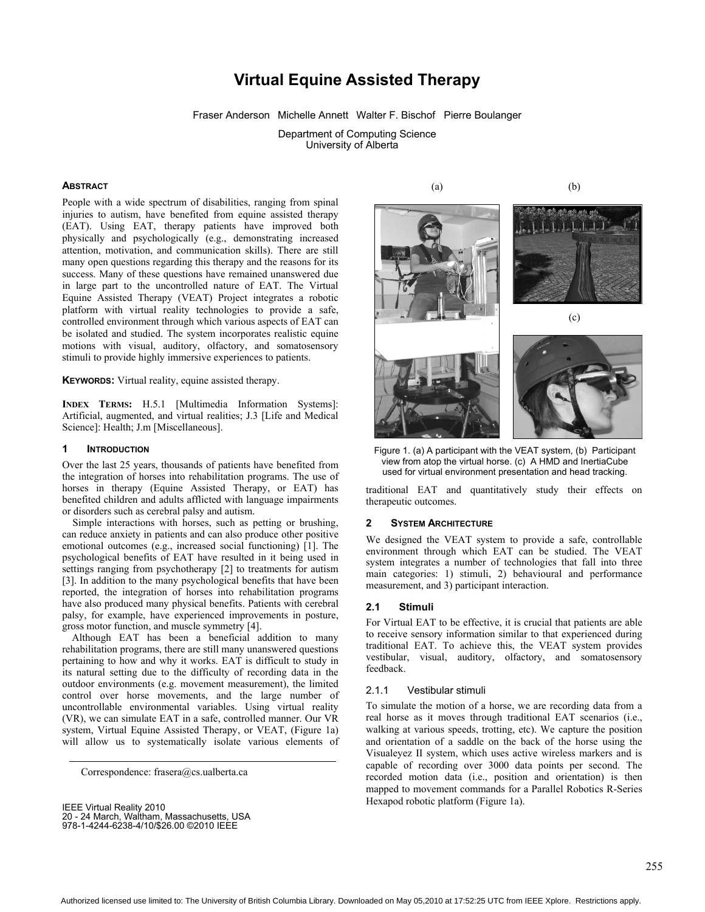# Virtual Equine Assisted Therapy

Fraser Anderson Michelle Annett Walter F. Bischof Pierre Boulanger

Department of Computing Science
University of Alberta

### Abstract

People with a wide spectrum of disabilities, ranging from spinal injuries to autism, have benefited from equine assisted therapy (EAT). Using EAT, therapy patients have improved both physically and psychologically (e.g., demonstrating increased attention, motivation, and communication skills). There are still many open questions regarding this therapy and the reasons for its success. Many of these questions have remained unanswered due in large part to the uncontrolled nature of EAT. The Virtual Equine Assisted Therapy (VEAT) Project integrates a robotic platform with virtual reality technologies to provide a safe, controlled environment through which various aspects of EAT can be isolated and studied. The system incorporates realistic equine motions with visual, auditory, olfactory, and somatosensory stimuli to provide highly immersive experiences to patients.

**Keywords:** Virtual reality, equine assisted therapy.

**Index Terms:** H.5.1 [Multimedia Information Systems]: Artificial, augmented, and virtual realities; J.3 [Life and Medical Science]: Health; J.m [Miscellaneous].

## 1 Introduction

Over the last 25 years, thousands of patients have benefited from the integration of horses into rehabilitation programs. The use of horses in therapy (Equine Assisted Therapy, or EAT) has benefited children and adults afflicted with language impairments or disorders such as cerebral palsy and autism.

Simple interactions with horses, such as petting or brushing, can reduce anxiety in patients and can also produce other positive emotional outcomes (e.g., increased social functioning) [1]. The psychological benefits of EAT have resulted in it being used in settings ranging from psychotherapy [2] to treatments for autism [3]. In addition to the many psychological benefits that have been reported, the integration of horses into rehabilitation programs have also produced many physical benefits. Patients with cerebral palsy, for example, have experienced improvements in posture, gross motor function, and muscle symmetry [4].

Although EAT has been a beneficial addition to many rehabilitation programs, there are still many unanswered questions pertaining to how and why it works. EAT is difficult to study in its natural setting due to the difficulty of recording data in the outdoor environments (e.g. movement measurement), the limited control over horse movements, and the large number of uncontrollable environmental variables. Using virtual reality (VR), we can simulate EAT in a safe, controlled manner. Our VR system, Virtual Equine Assisted Therapy, or VEAT, (Figure 1a) will allow us to systematically isolate various elements of traditional EAT and quantitatively study their effects on therapeutic outcomes.

Correspondence: frasera@cs.ualberta.ca

IEEE Virtual Reality 2010
20 - 24 March, Waltham, Massachusetts, USA
978-1-4244-6238-4/10/$26.00 ©2010 IEEE

(a) (b) (c)

Figure 1. (a) A participant with the VEAT system, (b) Participant view from atop the virtual horse. (c) A HMD and InertiaCube used for virtual environment presentation and head tracking.

## 2 System Architecture

We designed the VEAT system to provide a safe, controllable environment through which EAT can be studied. The VEAT system integrates a number of technologies that fall into three main categories: 1) stimuli, 2) behavioural and performance measurement, and 3) participant interaction.

### 2.1 Stimuli

For Virtual EAT to be effective, it is crucial that patients are able to receive sensory information similar to that experienced during traditional EAT. To achieve this, the VEAT system provides vestibular, visual, auditory, olfactory, and somatosensory feedback.

#### 2.1.1 Vestibular stimuli

To simulate the motion of a horse, we are recording data from a real horse as it moves through traditional EAT scenarios (i.e., walking at various speeds, trotting, etc). We capture the position and orientation of a saddle on the back of the horse using the Visualeyez II system, which uses active wireless markers and is capable of recording over 3000 data points per second. The recorded motion data (i.e., position and orientation) is then mapped to movement commands for a Parallel Robotics R-Series Hexapod robotic platform (Figure 1a).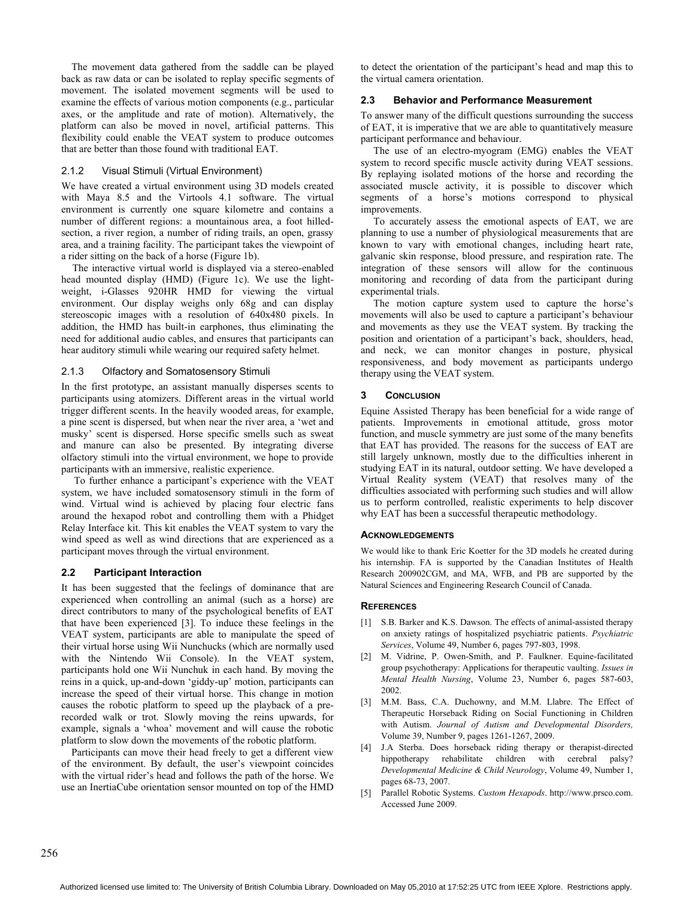The movement data gathered from the saddle can be played back as raw data or can be isolated to replay specific segments of movement. The isolated movement segments will be used to examine the effects of various motion components (e.g., particular axes, or the amplitude and rate of motion). Alternatively, the platform can also be moved in novel, artificial patterns. This flexibility could enable the VEAT system to produce outcomes that are better than those found with traditional EAT.

#### 2.1.2 Visual Stimuli (Virtual Environment)

We have created a virtual environment using 3D models created with Maya 8.5 and the Virtools 4.1 software. The virtual environment is currently one square kilometre and contains a number of different regions: a mountainous area, a foot hilled-section, a river region, a number of riding trails, an open, grassy area, and a training facility. The participant takes the viewpoint of a rider sitting on the back of a horse (Figure 1b).

The interactive virtual world is displayed via a stereo-enabled head mounted display (HMD) (Figure 1c). We use the light-weight, i-Glasses 920HR HMD for viewing the virtual environment. Our display weighs only 68g and can display stereoscopic images with a resolution of 640x480 pixels. In addition, the HMD has built-in earphones, thus eliminating the need for additional audio cables, and ensures that participants can hear auditory stimuli while wearing our required safety helmet.

#### 2.1.3 Olfactory and Somatosensory Stimuli

In the first prototype, an assistant manually disperses scents to participants using atomizers. Different areas in the virtual world trigger different scents. In the heavily wooded areas, for example, a pine scent is dispersed, but when near the river area, a 'wet and musky' scent is dispersed. Horse specific smells such as sweat and manure can also be presented. By integrating diverse olfactory stimuli into the virtual environment, we hope to provide participants with an immersive, realistic experience.

To further enhance a participant's experience with the VEAT system, we have included somatosensory stimuli in the form of wind. Virtual wind is achieved by placing four electric fans around the hexapod robot and controlling them with a Phidget Relay Interface kit. This kit enables the VEAT system to vary the wind speed as well as wind directions that are experienced as a participant moves through the virtual environment.

### 2.2 Participant Interaction

It has been suggested that the feelings of dominance that are experienced when controlling an animal (such as a horse) are direct contributors to many of the psychological benefits of EAT that have been experienced [3]. To induce these feelings in the VEAT system, participants are able to manipulate the speed of their virtual horse using Wii Nunchucks (which are normally used with the Nintendo Wii Console). In the VEAT system, participants hold one Wii Nunchuk in each hand. By moving the reins in a quick, up-and-down 'giddy-up' motion, participants can increase the speed of their virtual horse. This change in motion causes the robotic platform to speed up the playback of a pre-recorded walk or trot. Slowly moving the reins upwards, for example, signals a 'whoa' movement and will cause the robotic platform to slow down the movements of the robotic platform.

Participants can move their head freely to get a different view of the environment. By default, the user's viewpoint coincides with the virtual rider's head and follows the path of the horse. We use an InertiaCube orientation sensor mounted on top of the HMD to detect the orientation of the participant's head and map this to the virtual camera orientation.

### 2.3 Behavior and Performance Measurement

To answer many of the difficult questions surrounding the success of EAT, it is imperative that we are able to quantitatively measure participant performance and behaviour.

The use of an electro-myogram (EMG) enables the VEAT system to record specific muscle activity during VEAT sessions. By replaying isolated motions of the horse and recording the associated muscle activity, it is possible to discover which segments of a horse's motions correspond to physical improvements.

To accurately assess the emotional aspects of EAT, we are planning to use a number of physiological measurements that are known to vary with emotional changes, including heart rate, galvanic skin response, blood pressure, and respiration rate. The integration of these sensors will allow for the continuous monitoring and recording of data from the participant during experimental trials.

The motion capture system used to capture the horse's movements will also be used to capture a participant's behaviour and movements as they use the VEAT system. By tracking the position and orientation of a participant's back, shoulders, head, and neck, we can monitor changes in posture, physical responsiveness, and body movement as participants undergo therapy using the VEAT system.

## 3 Conclusion

Equine Assisted Therapy has been beneficial for a wide range of patients. Improvements in emotional attitude, gross motor function, and muscle symmetry are just some of the many benefits that EAT has provided. The reasons for the success of EAT are still largely unknown, mostly due to the difficulties inherent in studying EAT in its natural, outdoor setting. We have developed a Virtual Reality system (VEAT) that resolves many of the difficulties associated with performing such studies and will allow us to perform controlled, realistic experiments to help discover why EAT has been a successful therapeutic methodology.

## Acknowledgements

We would like to thank Eric Koetter for the 3D models he created during his internship. FA is supported by the Canadian Institutes of Health Research 200902CGM, and MA, WFB, and PB are supported by the Natural Sciences and Engineering Research Council of Canada.

## References

[1] S.B. Barker and K.S. Dawson. The effects of animal-assisted therapy on anxiety ratings of hospitalized psychiatric patients. *Psychiatric Services*, Volume 49, Number 6, pages 797-803, 1998.

[2] M. Vidrine, P. Owen-Smith, and P. Faulkner. Equine-facilitated group psychotherapy: Applications for therapeutic vaulting. *Issues in Mental Health Nursing*, Volume 23, Number 6, pages 587-603, 2002.

[3] M.M. Bass, C.A. Duchowny, and M.M. Llabre. The Effect of Therapeutic Horseback Riding on Social Functioning in Children with Autism. *Journal of Autism and Developmental Disorders,* Volume 39, Number 9, pages 1261-1267, 2009.

[4] J.A Sterba. Does horseback riding therapy or therapist-directed hippotherapy rehabilitate children with cerebral palsy? *Developmental Medicine & Child Neurology*, Volume 49, Number 1, pages 68-73, 2007.

[5] Parallel Robotic Systems. *Custom Hexapods*. http://www.prsco.com. Accessed June 2009.